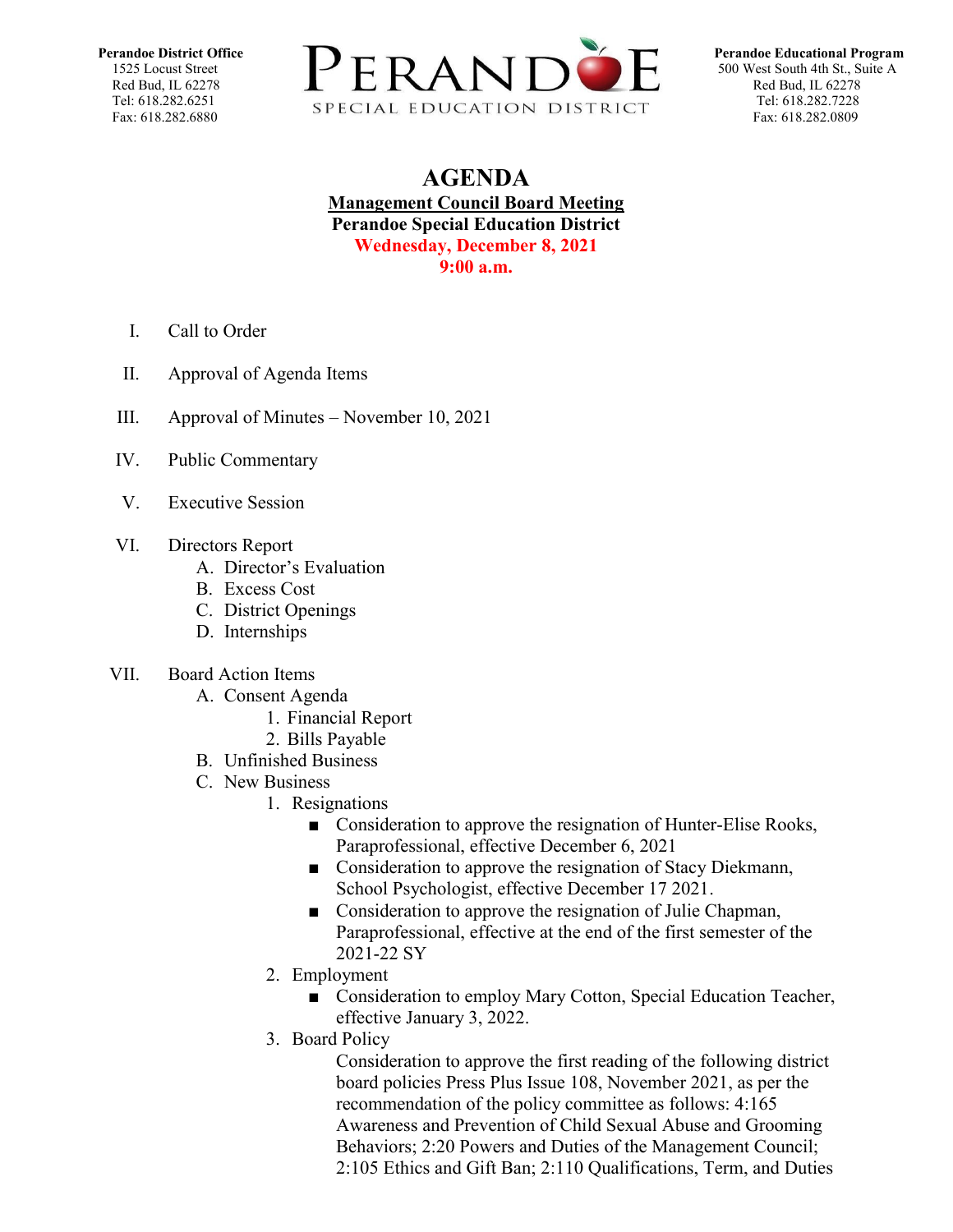**Perandoe District Office**
1525 Locust Street
Red Bud, IL 62278
Tel: 618.282.6251
Fax: 618.282.6880

PERANDOE
SPECIAL EDUCATION DISTRICT

**Perandoe Educational Program**
500 West South 4th St., Suite A
Red Bud, IL 62278
Tel: 618.282.7228
Fax: 618.282.0809

# AGENDA

**Management Council Board Meeting**
**Perandoe Special Education District**
**Wednesday, December 8, 2021**
**9:00 a.m.**

I. Call to Order

II. Approval of Agenda Items

III. Approval of Minutes – November 10, 2021

IV. Public Commentary

V. Executive Session

VI. Directors Report
   A. Director's Evaluation
   B. Excess Cost
   C. District Openings
   D. Internships

VII. Board Action Items
   A. Consent Agenda
      1. Financial Report
      2. Bills Payable
   B. Unfinished Business
   C. New Business
      1. Resignations
         - Consideration to approve the resignation of Hunter-Elise Rooks, Paraprofessional, effective December 6, 2021
         - Consideration to approve the resignation of Stacy Diekmann, School Psychologist, effective December 17 2021.
         - Consideration to approve the resignation of Julie Chapman, Paraprofessional, effective at the end of the first semester of the 2021-22 SY
      2. Employment
         - Consideration to employ Mary Cotton, Special Education Teacher, effective January 3, 2022.
      3. Board Policy
         Consideration to approve the first reading of the following district board policies Press Plus Issue 108, November 2021, as per the recommendation of the policy committee as follows: 4:165 Awareness and Prevention of Child Sexual Abuse and Grooming Behaviors; 2:20 Powers and Duties of the Management Council; 2:105 Ethics and Gift Ban; 2:110 Qualifications, Term, and Duties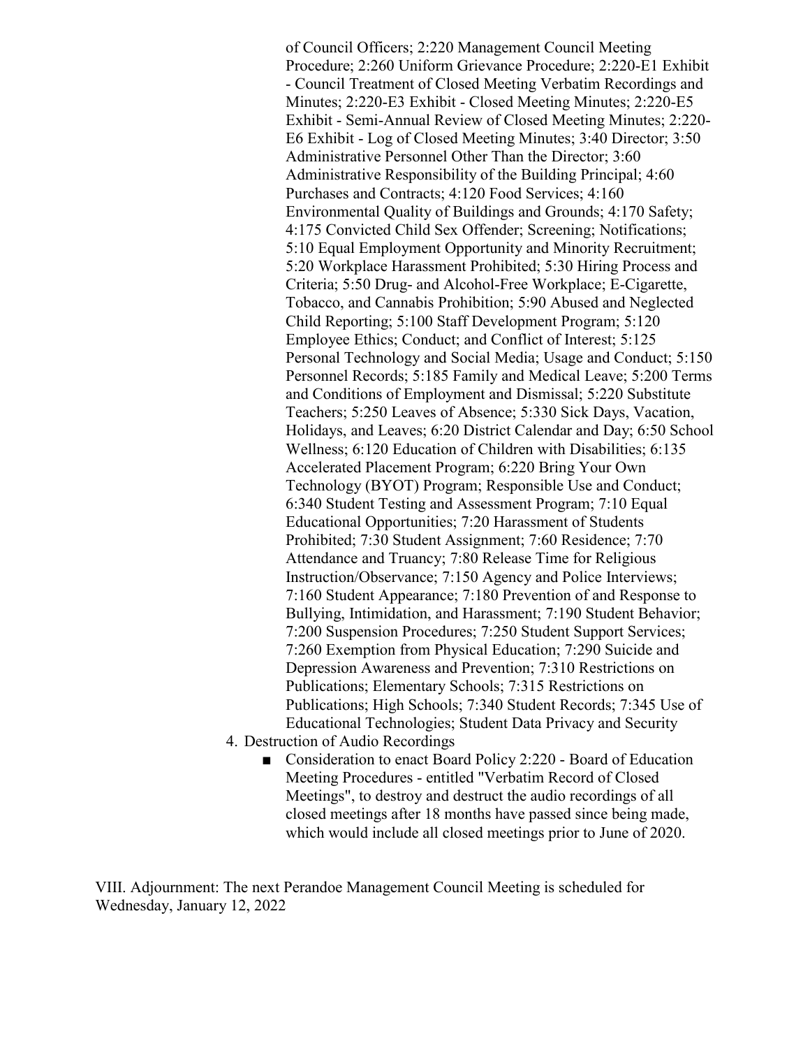of Council Officers; 2:220 Management Council Meeting Procedure; 2:260 Uniform Grievance Procedure; 2:220-E1 Exhibit - Council Treatment of Closed Meeting Verbatim Recordings and Minutes; 2:220-E3 Exhibit - Closed Meeting Minutes; 2:220-E5 Exhibit - Semi-Annual Review of Closed Meeting Minutes; 2:220-E6 Exhibit - Log of Closed Meeting Minutes; 3:40 Director; 3:50 Administrative Personnel Other Than the Director; 3:60 Administrative Responsibility of the Building Principal; 4:60 Purchases and Contracts; 4:120 Food Services; 4:160 Environmental Quality of Buildings and Grounds; 4:170 Safety; 4:175 Convicted Child Sex Offender; Screening; Notifications; 5:10 Equal Employment Opportunity and Minority Recruitment; 5:20 Workplace Harassment Prohibited; 5:30 Hiring Process and Criteria; 5:50 Drug- and Alcohol-Free Workplace; E-Cigarette, Tobacco, and Cannabis Prohibition; 5:90 Abused and Neglected Child Reporting; 5:100 Staff Development Program; 5:120 Employee Ethics; Conduct; and Conflict of Interest; 5:125 Personal Technology and Social Media; Usage and Conduct; 5:150 Personnel Records; 5:185 Family and Medical Leave; 5:200 Terms and Conditions of Employment and Dismissal; 5:220 Substitute Teachers; 5:250 Leaves of Absence; 5:330 Sick Days, Vacation, Holidays, and Leaves; 6:20 District Calendar and Day; 6:50 School Wellness; 6:120 Education of Children with Disabilities; 6:135 Accelerated Placement Program; 6:220 Bring Your Own Technology (BYOT) Program; Responsible Use and Conduct; 6:340 Student Testing and Assessment Program; 7:10 Equal Educational Opportunities; 7:20 Harassment of Students Prohibited; 7:30 Student Assignment; 7:60 Residence; 7:70 Attendance and Truancy; 7:80 Release Time for Religious Instruction/Observance; 7:150 Agency and Police Interviews; 7:160 Student Appearance; 7:180 Prevention of and Response to Bullying, Intimidation, and Harassment; 7:190 Student Behavior; 7:200 Suspension Procedures; 7:250 Student Support Services; 7:260 Exemption from Physical Education; 7:290 Suicide and Depression Awareness and Prevention; 7:310 Restrictions on Publications; Elementary Schools; 7:315 Restrictions on Publications; High Schools; 7:340 Student Records; 7:345 Use of Educational Technologies; Student Data Privacy and Security

4. Destruction of Audio Recordings
   - Consideration to enact Board Policy 2:220 - Board of Education Meeting Procedures - entitled "Verbatim Record of Closed Meetings", to destroy and destruct the audio recordings of all closed meetings after 18 months have passed since being made, which would include all closed meetings prior to June of 2020.

VIII. Adjournment: The next Perandoe Management Council Meeting is scheduled for Wednesday, January 12, 2022